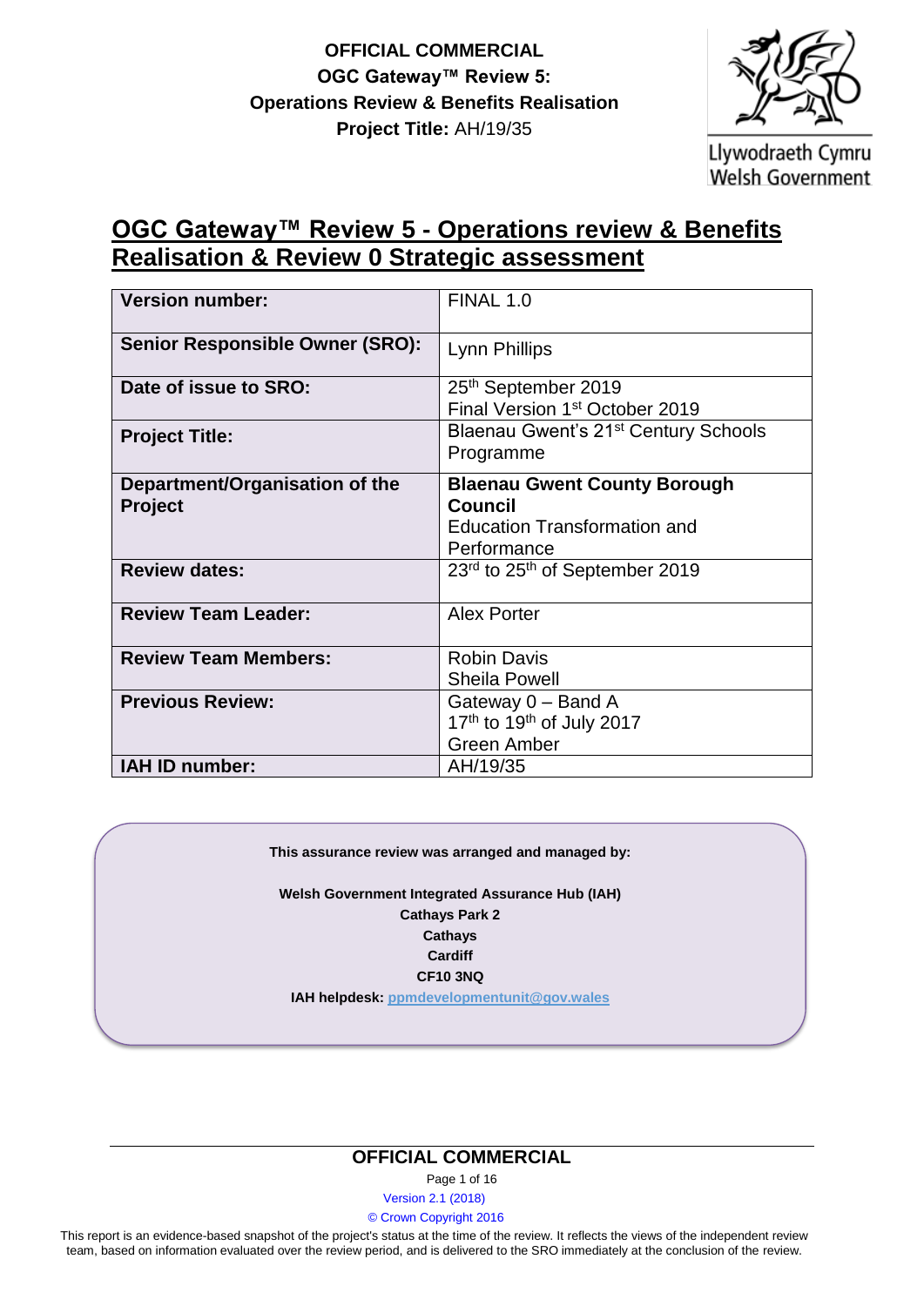**OFFICIAL COMMERCIAL**
**OGC Gateway™ Review 5:**
**Operations Review & Benefits Realisation**
**Project Title:** AH/19/35

Llywodraeth Cymru
Welsh Government

# OGC Gateway™ Review 5 - Operations review & Benefits Realisation & Review 0 Strategic assessment

| | |
|---|---|
| **Version number:** | FINAL 1.0 |
| **Senior Responsible Owner (SRO):** | Lynn Phillips |
| **Date of issue to SRO:** | 25th September 2019<br>Final Version 1st October 2019 |
| **Project Title:** | Blaenau Gwent's 21st Century Schools Programme |
| **Department/Organisation of the Project** | **Blaenau Gwent County Borough Council**<br>Education Transformation and Performance |
| **Review dates:** | 23rd to 25th of September 2019 |
| **Review Team Leader:** | Alex Porter |
| **Review Team Members:** | Robin Davis<br>Sheila Powell |
| **Previous Review:** | Gateway 0 – Band A<br>17th to 19th of July 2017<br>Green Amber |
| **IAH ID number:** | AH/19/35 |

**This assurance review was arranged and managed by:**

**Welsh Government Integrated Assurance Hub (IAH)**
**Cathays Park 2**
**Cathays**
**Cardiff**
**CF10 3NQ**
**IAH helpdesk:** ppmdevelopmentunit@gov.wales

**OFFICIAL COMMERCIAL**

Version 2.1 (2018)

© Crown Copyright 2016

This report is an evidence-based snapshot of the project's status at the time of the review. It reflects the views of the independent review team, based on information evaluated over the review period, and is delivered to the SRO immediately at the conclusion of the review.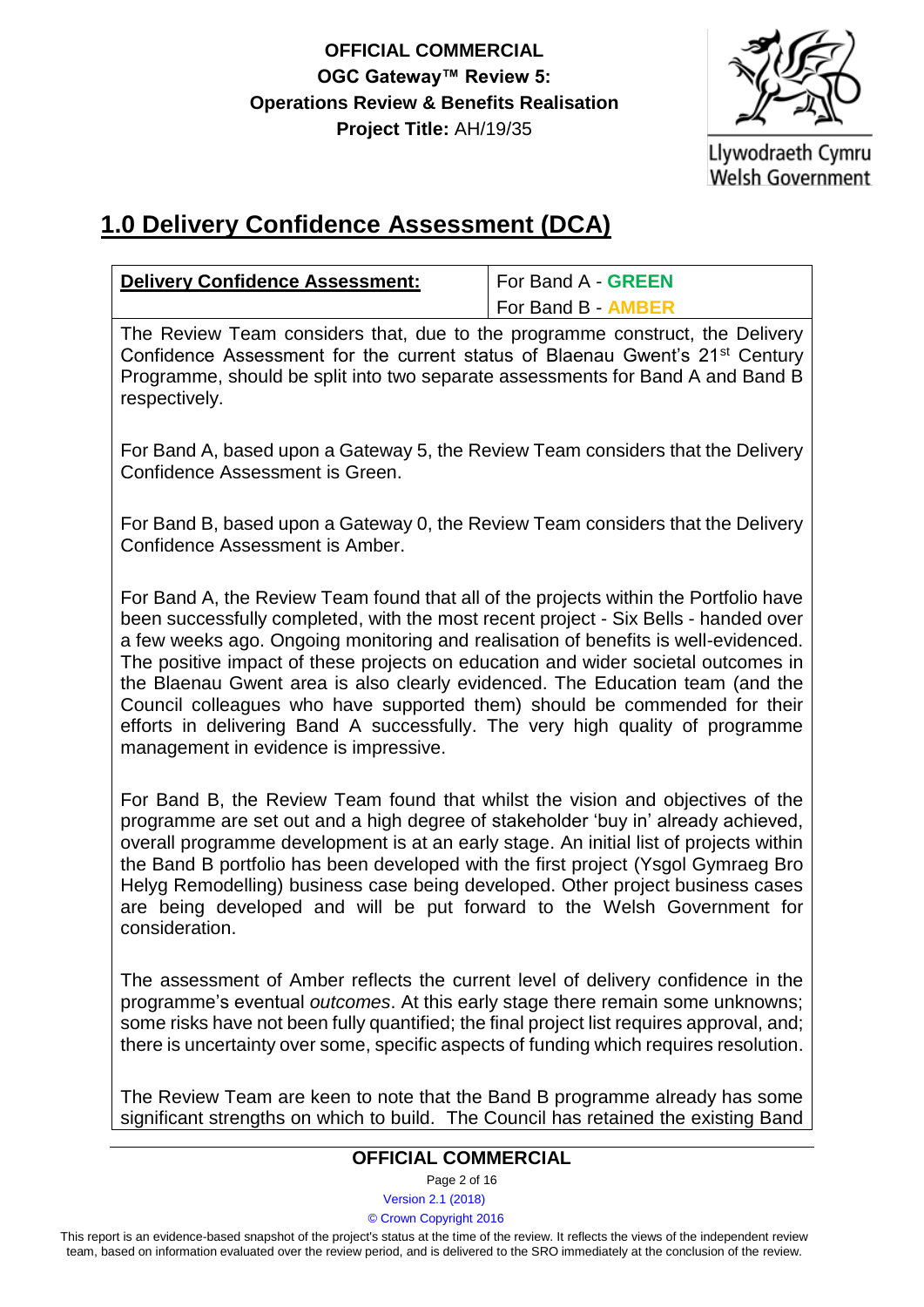# 1.0 Delivery Confidence Assessment (DCA)

| **Delivery Confidence Assessment:** | For Band A - **GREEN**<br>For Band B - **AMBER** |
|---|---|

The Review Team considers that, due to the programme construct, the Delivery Confidence Assessment for the current status of Blaenau Gwent's 21st Century Programme, should be split into two separate assessments for Band A and Band B respectively.

For Band A, based upon a Gateway 5, the Review Team considers that the Delivery Confidence Assessment is Green.

For Band B, based upon a Gateway 0, the Review Team considers that the Delivery Confidence Assessment is Amber.

For Band A, the Review Team found that all of the projects within the Portfolio have been successfully completed, with the most recent project - Six Bells - handed over a few weeks ago. Ongoing monitoring and realisation of benefits is well-evidenced. The positive impact of these projects on education and wider societal outcomes in the Blaenau Gwent area is also clearly evidenced. The Education team (and the Council colleagues who have supported them) should be commended for their efforts in delivering Band A successfully. The very high quality of programme management in evidence is impressive.

For Band B, the Review Team found that whilst the vision and objectives of the programme are set out and a high degree of stakeholder 'buy in' already achieved, overall programme development is at an early stage. An initial list of projects within the Band B portfolio has been developed with the first project (Ysgol Gymraeg Bro Helyg Remodelling) business case being developed. Other project business cases are being developed and will be put forward to the Welsh Government for consideration.

The assessment of Amber reflects the current level of delivery confidence in the programme's eventual *outcomes*. At this early stage there remain some unknowns; some risks have not been fully quantified; the final project list requires approval, and; there is uncertainty over some, specific aspects of funding which requires resolution.

The Review Team are keen to note that the Band B programme already has some significant strengths on which to build. The Council has retained the existing Band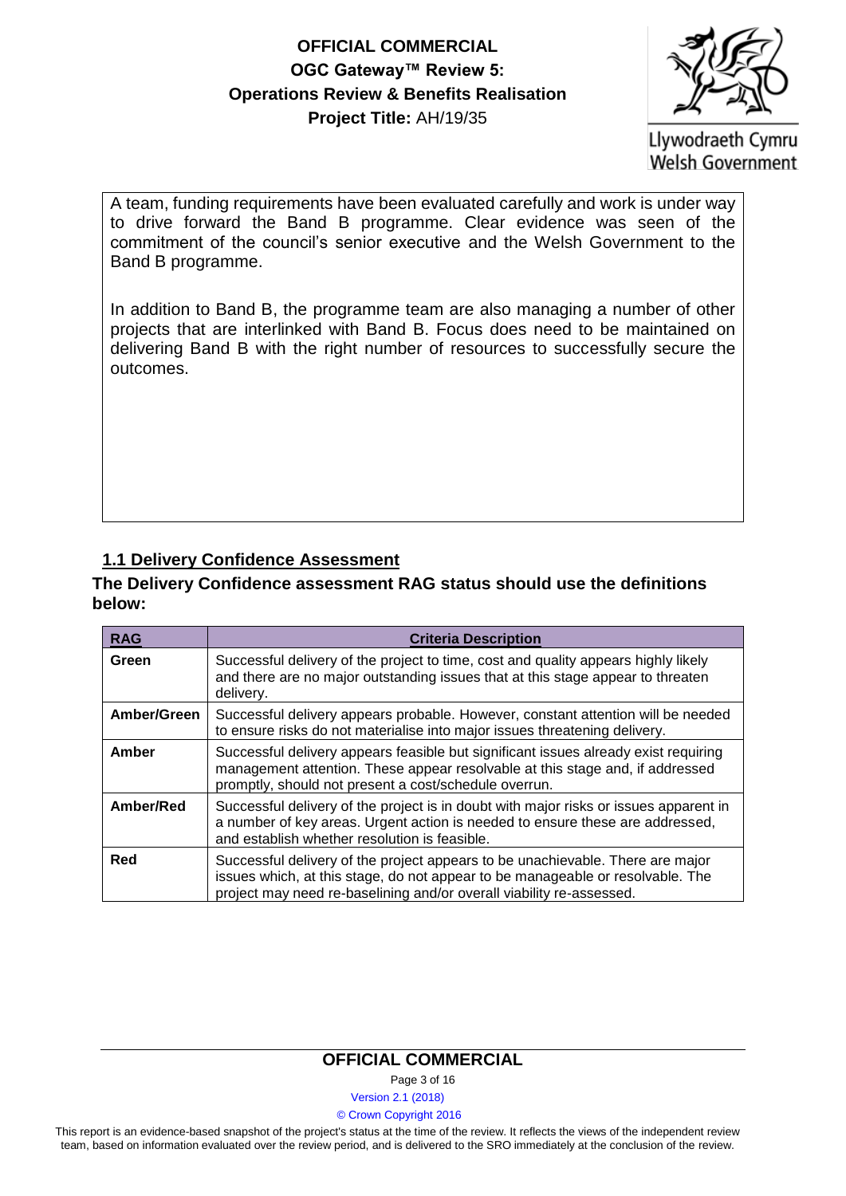A team, funding requirements have been evaluated carefully and work is under way to drive forward the Band B programme. Clear evidence was seen of the commitment of the council's senior executive and the Welsh Government to the Band B programme.

In addition to Band B, the programme team are also managing a number of other projects that are interlinked with Band B. Focus does need to be maintained on delivering Band B with the right number of resources to successfully secure the outcomes.

## 1.1 Delivery Confidence Assessment

**The Delivery Confidence assessment RAG status should use the definitions below:**

| RAG | Criteria Description |
|---|---|
| **Green** | Successful delivery of the project to time, cost and quality appears highly likely and there are no major outstanding issues that at this stage appear to threaten delivery. |
| **Amber/Green** | Successful delivery appears probable. However, constant attention will be needed to ensure risks do not materialise into major issues threatening delivery. |
| **Amber** | Successful delivery appears feasible but significant issues already exist requiring management attention. These appear resolvable at this stage and, if addressed promptly, should not present a cost/schedule overrun. |
| **Amber/Red** | Successful delivery of the project is in doubt with major risks or issues apparent in a number of key areas. Urgent action is needed to ensure these are addressed, and establish whether resolution is feasible. |
| **Red** | Successful delivery of the project appears to be unachievable. There are major issues which, at this stage, do not appear to be manageable or resolvable. The project may need re-baselining and/or overall viability re-assessed. |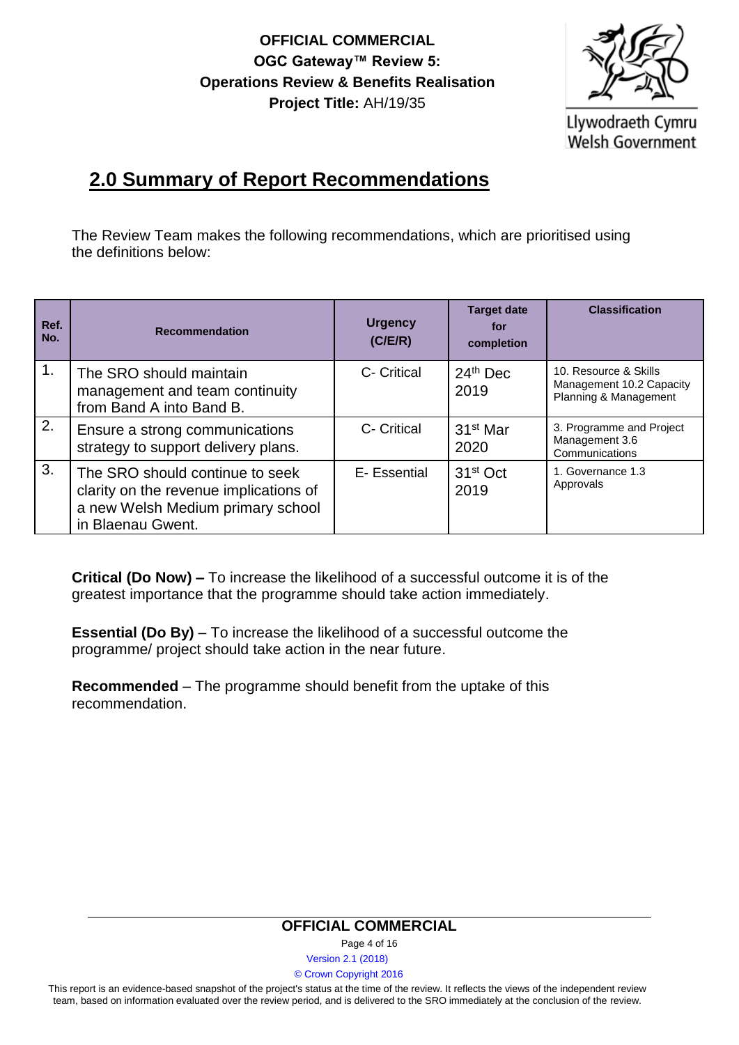## 2.0 Summary of Report Recommendations

The Review Team makes the following recommendations, which are prioritised using the definitions below:

| Ref. No. | Recommendation | Urgency (C/E/R) | Target date for completion | Classification |
|---|---|---|---|---|
| 1. | The SRO should maintain management and team continuity from Band A into Band B. | C- Critical | 24th Dec 2019 | 10. Resource & Skills Management 10.2 Capacity Planning & Management |
| 2. | Ensure a strong communications strategy to support delivery plans. | C- Critical | 31st Mar 2020 | 3. Programme and Project Management 3.6 Communications |
| 3. | The SRO should continue to seek clarity on the revenue implications of a new Welsh Medium primary school in Blaenau Gwent. | E- Essential | 31st Oct 2019 | 1. Governance 1.3 Approvals |

**Critical (Do Now) –** To increase the likelihood of a successful outcome it is of the greatest importance that the programme should take action immediately.

**Essential (Do By)** – To increase the likelihood of a successful outcome the programme/ project should take action in the near future.

**Recommended** – The programme should benefit from the uptake of this recommendation.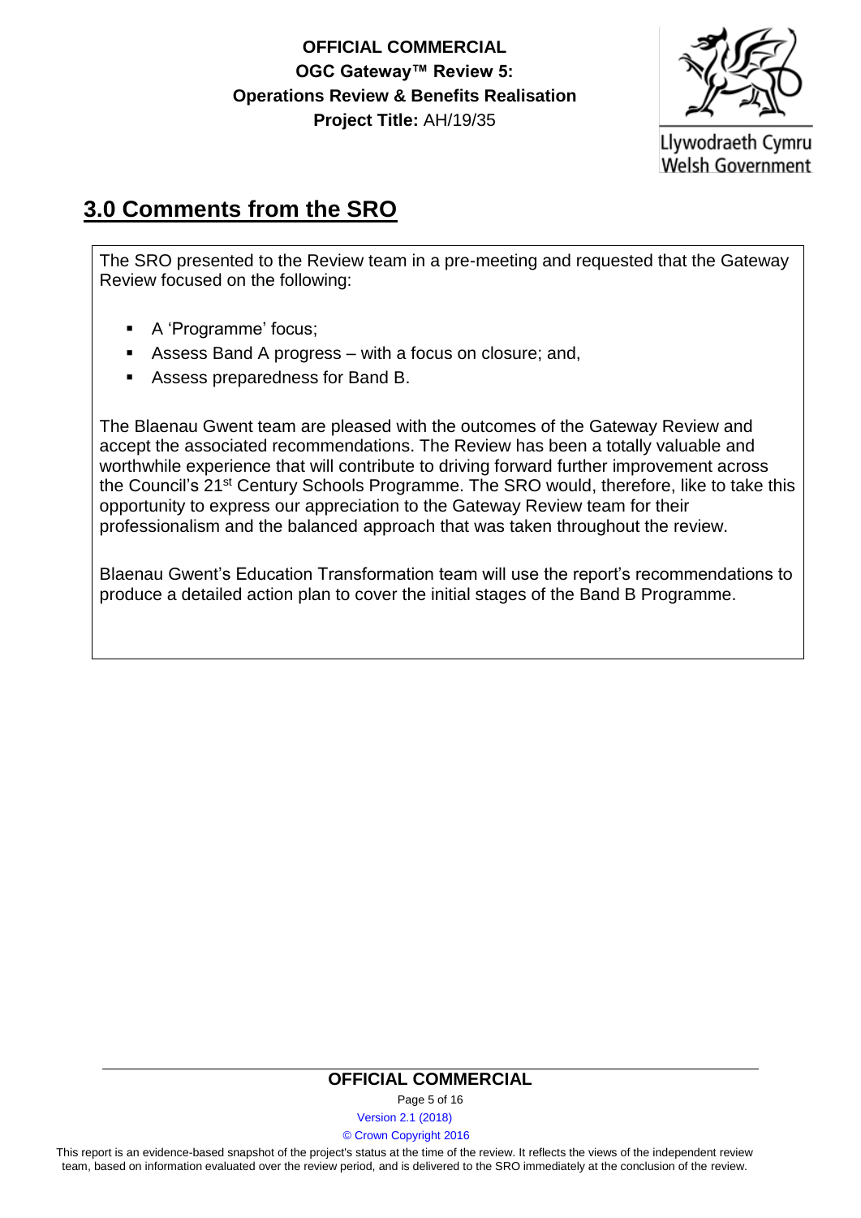## 3.0 Comments from the SRO

The SRO presented to the Review team in a pre-meeting and requested that the Gateway Review focused on the following:

- A 'Programme' focus;
- Assess Band A progress – with a focus on closure; and,
- Assess preparedness for Band B.

The Blaenau Gwent team are pleased with the outcomes of the Gateway Review and accept the associated recommendations. The Review has been a totally valuable and worthwhile experience that will contribute to driving forward further improvement across the Council's 21st Century Schools Programme. The SRO would, therefore, like to take this opportunity to express our appreciation to the Gateway Review team for their professionalism and the balanced approach that was taken throughout the review.

Blaenau Gwent's Education Transformation team will use the report's recommendations to produce a detailed action plan to cover the initial stages of the Band B Programme.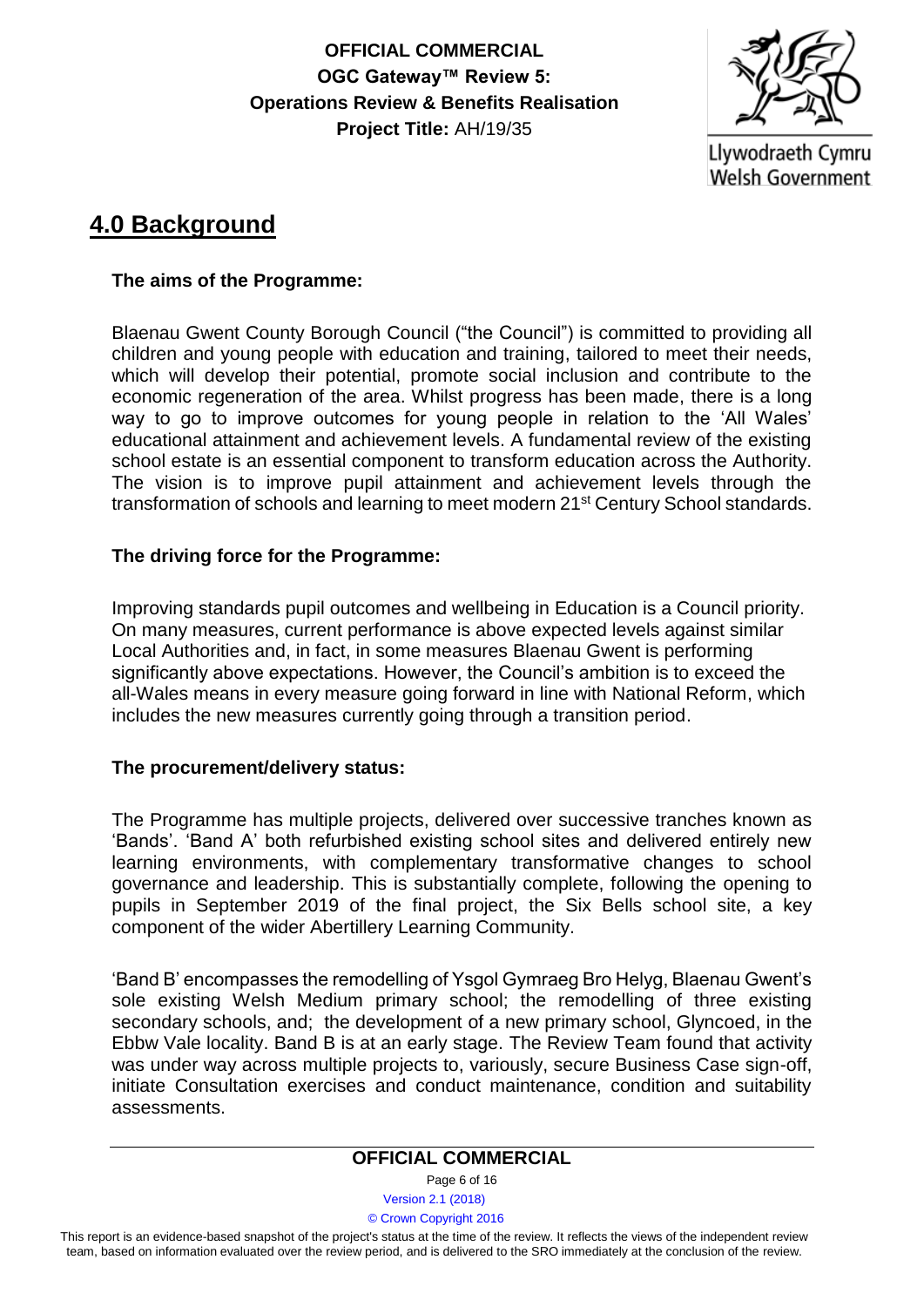# 4.0 Background

**The aims of the Programme:**

Blaenau Gwent County Borough Council ("the Council") is committed to providing all children and young people with education and training, tailored to meet their needs, which will develop their potential, promote social inclusion and contribute to the economic regeneration of the area. Whilst progress has been made, there is a long way to go to improve outcomes for young people in relation to the 'All Wales' educational attainment and achievement levels. A fundamental review of the existing school estate is an essential component to transform education across the Authority. The vision is to improve pupil attainment and achievement levels through the transformation of schools and learning to meet modern 21st Century School standards.

**The driving force for the Programme:**

Improving standards pupil outcomes and wellbeing in Education is a Council priority. On many measures, current performance is above expected levels against similar Local Authorities and, in fact, in some measures Blaenau Gwent is performing significantly above expectations. However, the Council's ambition is to exceed the all-Wales means in every measure going forward in line with National Reform, which includes the new measures currently going through a transition period.

**The procurement/delivery status:**

The Programme has multiple projects, delivered over successive tranches known as 'Bands'. 'Band A' both refurbished existing school sites and delivered entirely new learning environments, with complementary transformative changes to school governance and leadership. This is substantially complete, following the opening to pupils in September 2019 of the final project, the Six Bells school site, a key component of the wider Abertillery Learning Community.

'Band B' encompasses the remodelling of Ysgol Gymraeg Bro Helyg, Blaenau Gwent's sole existing Welsh Medium primary school; the remodelling of three existing secondary schools, and; the development of a new primary school, Glyncoed, in the Ebbw Vale locality. Band B is at an early stage. The Review Team found that activity was under way across multiple projects to, variously, secure Business Case sign-off, initiate Consultation exercises and conduct maintenance, condition and suitability assessments.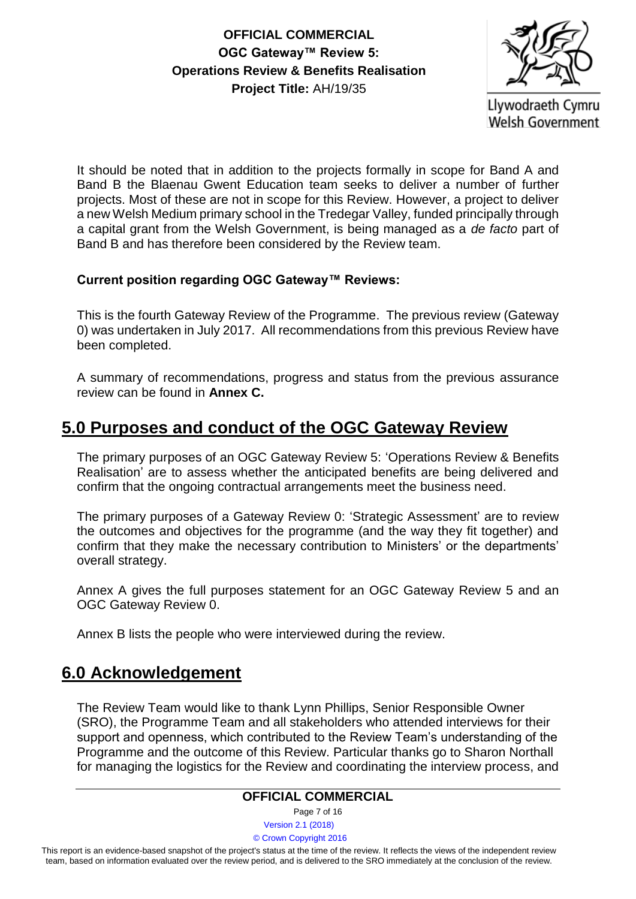It should be noted that in addition to the projects formally in scope for Band A and Band B the Blaenau Gwent Education team seeks to deliver a number of further projects. Most of these are not in scope for this Review. However, a project to deliver a new Welsh Medium primary school in the Tredegar Valley, funded principally through a capital grant from the Welsh Government, is being managed as a *de facto* part of Band B and has therefore been considered by the Review team.

**Current position regarding OGC Gateway™ Reviews:**

This is the fourth Gateway Review of the Programme. The previous review (Gateway 0) was undertaken in July 2017. All recommendations from this previous Review have been completed.

A summary of recommendations, progress and status from the previous assurance review can be found in **Annex C.**

## 5.0 Purposes and conduct of the OGC Gateway Review

The primary purposes of an OGC Gateway Review 5: 'Operations Review & Benefits Realisation' are to assess whether the anticipated benefits are being delivered and confirm that the ongoing contractual arrangements meet the business need.

The primary purposes of a Gateway Review 0: 'Strategic Assessment' are to review the outcomes and objectives for the programme (and the way they fit together) and confirm that they make the necessary contribution to Ministers' or the departments' overall strategy.

Annex A gives the full purposes statement for an OGC Gateway Review 5 and an OGC Gateway Review 0.

Annex B lists the people who were interviewed during the review.

## 6.0 Acknowledgement

The Review Team would like to thank Lynn Phillips, Senior Responsible Owner (SRO), the Programme Team and all stakeholders who attended interviews for their support and openness, which contributed to the Review Team's understanding of the Programme and the outcome of this Review. Particular thanks go to Sharon Northall for managing the logistics for the Review and coordinating the interview process, and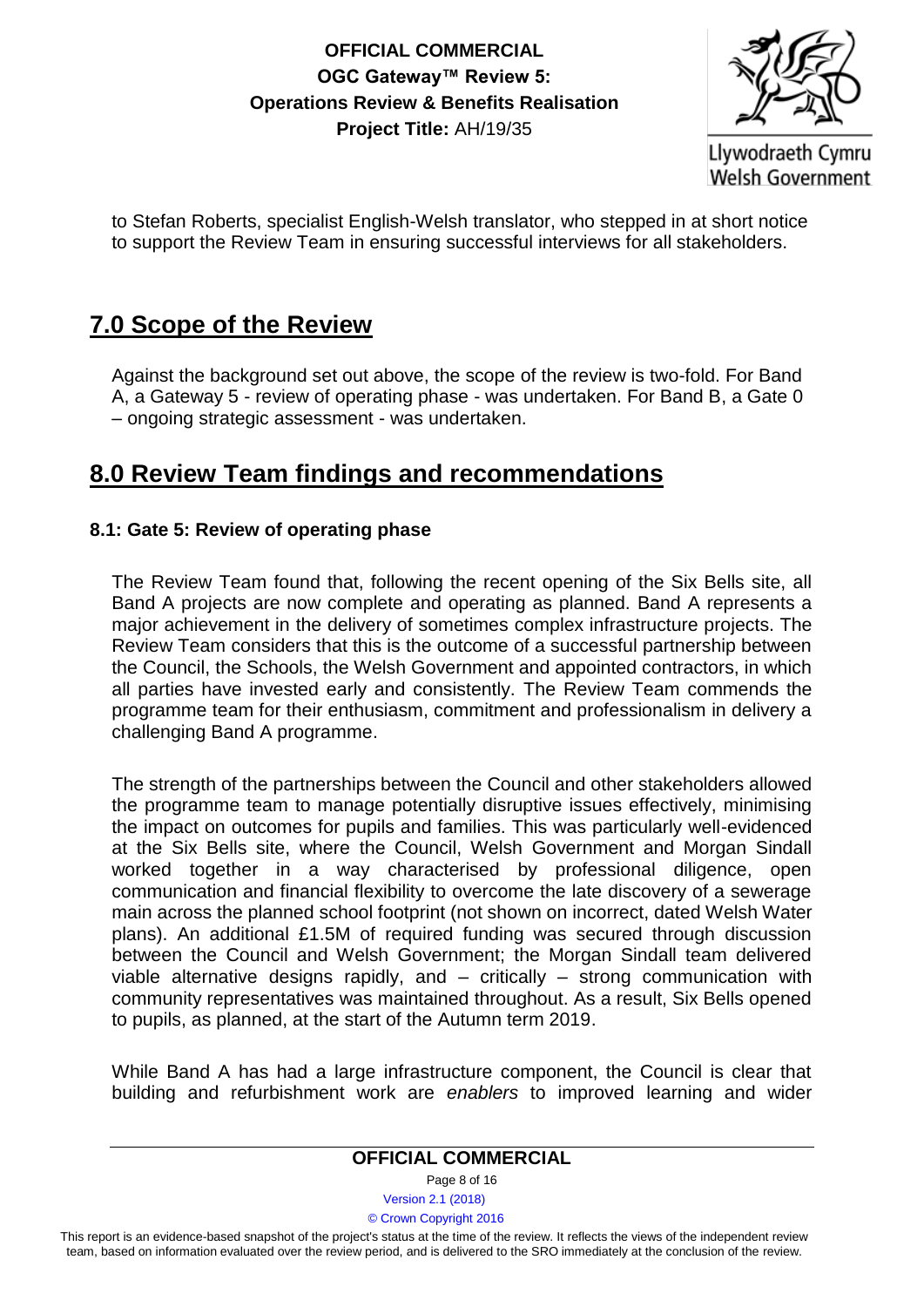to Stefan Roberts, specialist English-Welsh translator, who stepped in at short notice to support the Review Team in ensuring successful interviews for all stakeholders.

## 7.0 Scope of the Review

Against the background set out above, the scope of the review is two-fold. For Band A, a Gateway 5 - review of operating phase - was undertaken. For Band B, a Gate 0 – ongoing strategic assessment - was undertaken.

## 8.0 Review Team findings and recommendations

### 8.1: Gate 5: Review of operating phase

The Review Team found that, following the recent opening of the Six Bells site, all Band A projects are now complete and operating as planned. Band A represents a major achievement in the delivery of sometimes complex infrastructure projects. The Review Team considers that this is the outcome of a successful partnership between the Council, the Schools, the Welsh Government and appointed contractors, in which all parties have invested early and consistently. The Review Team commends the programme team for their enthusiasm, commitment and professionalism in delivery a challenging Band A programme.

The strength of the partnerships between the Council and other stakeholders allowed the programme team to manage potentially disruptive issues effectively, minimising the impact on outcomes for pupils and families. This was particularly well-evidenced at the Six Bells site, where the Council, Welsh Government and Morgan Sindall worked together in a way characterised by professional diligence, open communication and financial flexibility to overcome the late discovery of a sewerage main across the planned school footprint (not shown on incorrect, dated Welsh Water plans). An additional £1.5M of required funding was secured through discussion between the Council and Welsh Government; the Morgan Sindall team delivered viable alternative designs rapidly, and – critically – strong communication with community representatives was maintained throughout. As a result, Six Bells opened to pupils, as planned, at the start of the Autumn term 2019.

While Band A has had a large infrastructure component, the Council is clear that building and refurbishment work are *enablers* to improved learning and wider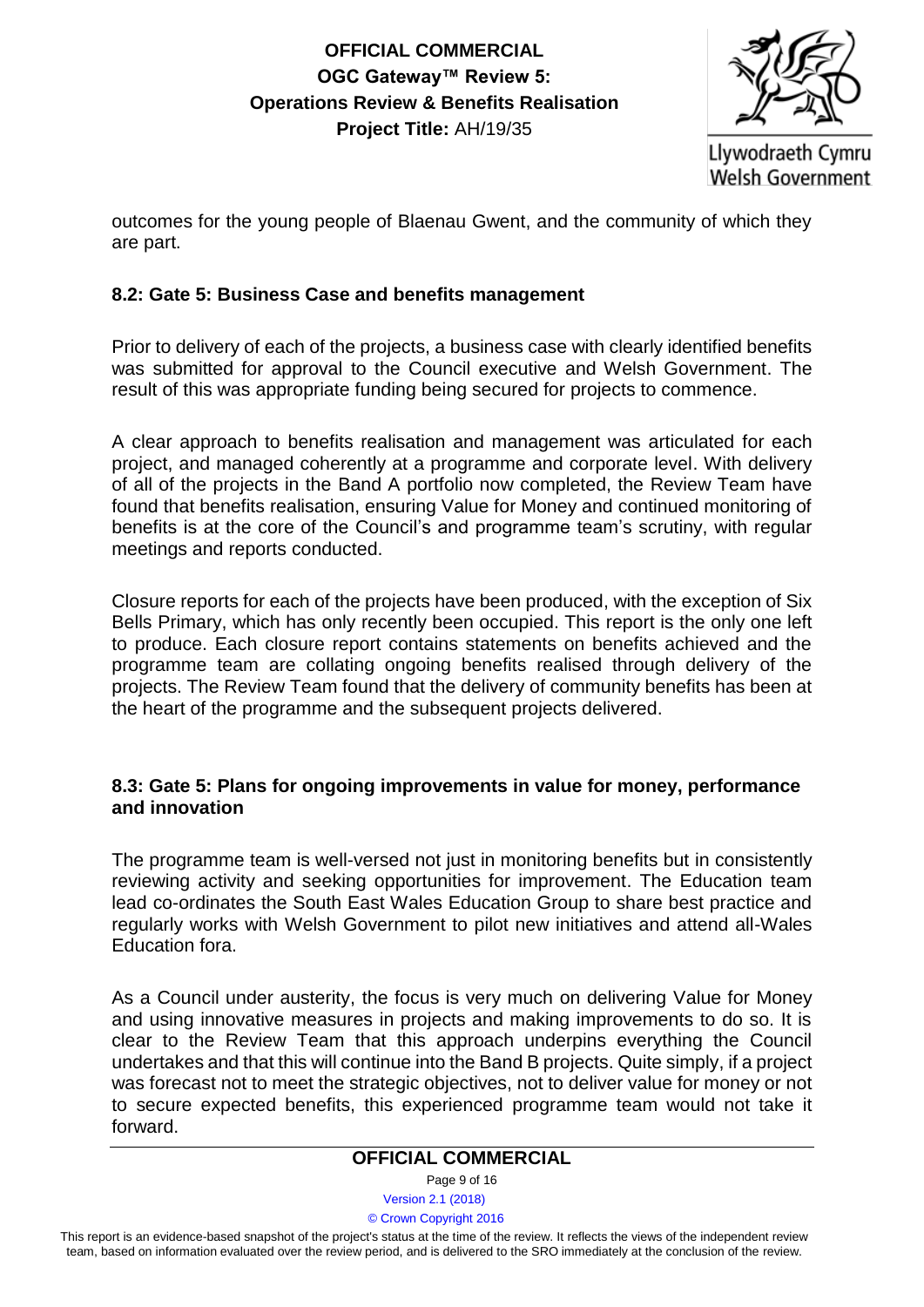outcomes for the young people of Blaenau Gwent, and the community of which they are part.

### 8.2: Gate 5: Business Case and benefits management

Prior to delivery of each of the projects, a business case with clearly identified benefits was submitted for approval to the Council executive and Welsh Government. The result of this was appropriate funding being secured for projects to commence.

A clear approach to benefits realisation and management was articulated for each project, and managed coherently at a programme and corporate level. With delivery of all of the projects in the Band A portfolio now completed, the Review Team have found that benefits realisation, ensuring Value for Money and continued monitoring of benefits is at the core of the Council's and programme team's scrutiny, with regular meetings and reports conducted.

Closure reports for each of the projects have been produced, with the exception of Six Bells Primary, which has only recently been occupied. This report is the only one left to produce. Each closure report contains statements on benefits achieved and the programme team are collating ongoing benefits realised through delivery of the projects. The Review Team found that the delivery of community benefits has been at the heart of the programme and the subsequent projects delivered.

### 8.3: Gate 5: Plans for ongoing improvements in value for money, performance and innovation

The programme team is well-versed not just in monitoring benefits but in consistently reviewing activity and seeking opportunities for improvement. The Education team lead co-ordinates the South East Wales Education Group to share best practice and regularly works with Welsh Government to pilot new initiatives and attend all-Wales Education fora.

As a Council under austerity, the focus is very much on delivering Value for Money and using innovative measures in projects and making improvements to do so. It is clear to the Review Team that this approach underpins everything the Council undertakes and that this will continue into the Band B projects. Quite simply, if a project was forecast not to meet the strategic objectives, not to deliver value for money or not to secure expected benefits, this experienced programme team would not take it forward.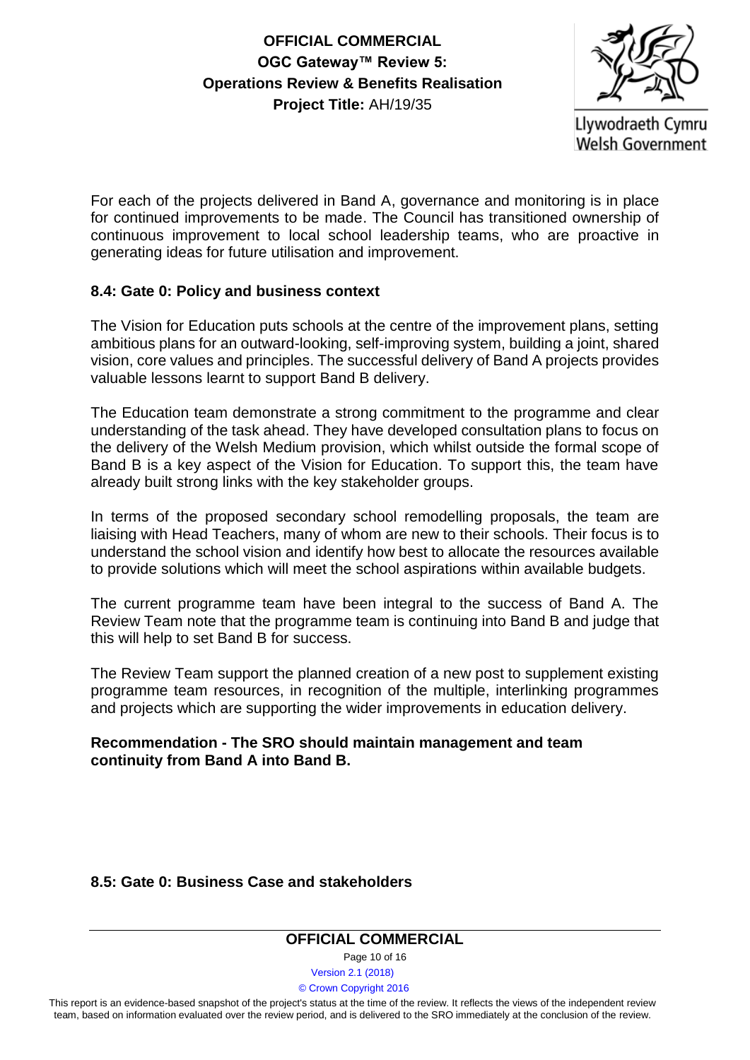For each of the projects delivered in Band A, governance and monitoring is in place for continued improvements to be made. The Council has transitioned ownership of continuous improvement to local school leadership teams, who are proactive in generating ideas for future utilisation and improvement.

### 8.4: Gate 0: Policy and business context

The Vision for Education puts schools at the centre of the improvement plans, setting ambitious plans for an outward-looking, self-improving system, building a joint, shared vision, core values and principles. The successful delivery of Band A projects provides valuable lessons learnt to support Band B delivery.

The Education team demonstrate a strong commitment to the programme and clear understanding of the task ahead. They have developed consultation plans to focus on the delivery of the Welsh Medium provision, which whilst outside the formal scope of Band B is a key aspect of the Vision for Education. To support this, the team have already built strong links with the key stakeholder groups.

In terms of the proposed secondary school remodelling proposals, the team are liaising with Head Teachers, many of whom are new to their schools. Their focus is to understand the school vision and identify how best to allocate the resources available to provide solutions which will meet the school aspirations within available budgets.

The current programme team have been integral to the success of Band A. The Review Team note that the programme team is continuing into Band B and judge that this will help to set Band B for success.

The Review Team support the planned creation of a new post to supplement existing programme team resources, in recognition of the multiple, interlinking programmes and projects which are supporting the wider improvements in education delivery.

**Recommendation - The SRO should maintain management and team continuity from Band A into Band B.**

### 8.5: Gate 0: Business Case and stakeholders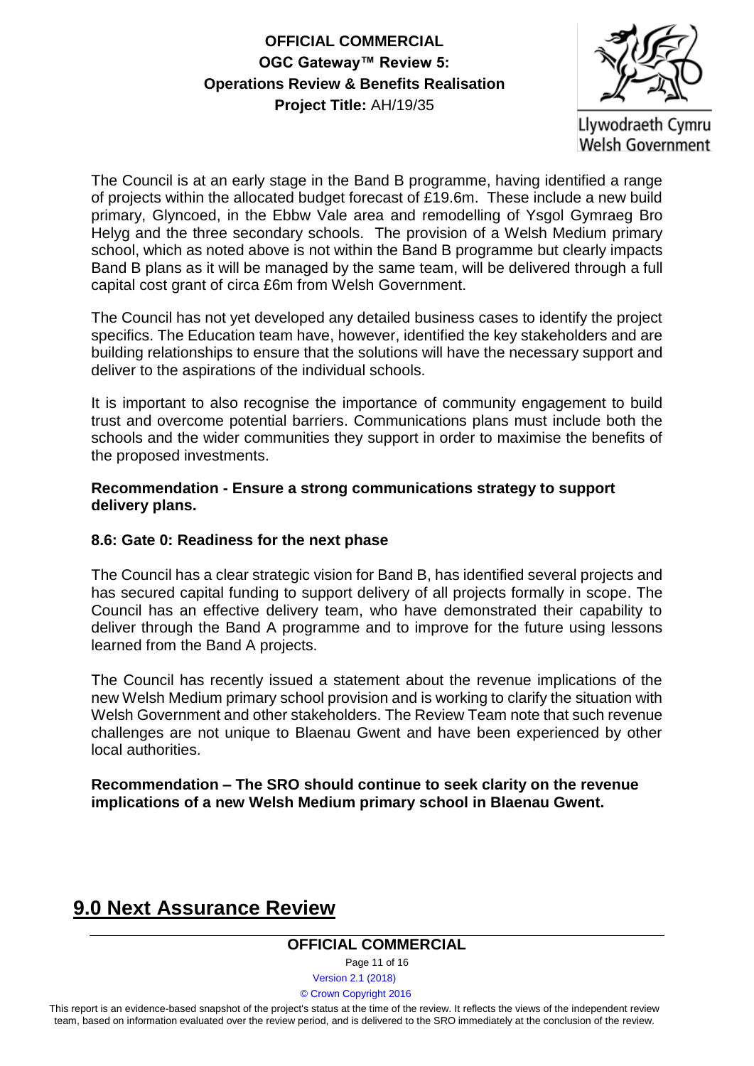The Council is at an early stage in the Band B programme, having identified a range of projects within the allocated budget forecast of £19.6m. These include a new build primary, Glyncoed, in the Ebbw Vale area and remodelling of Ysgol Gymraeg Bro Helyg and the three secondary schools. The provision of a Welsh Medium primary school, which as noted above is not within the Band B programme but clearly impacts Band B plans as it will be managed by the same team, will be delivered through a full capital cost grant of circa £6m from Welsh Government.

The Council has not yet developed any detailed business cases to identify the project specifics. The Education team have, however, identified the key stakeholders and are building relationships to ensure that the solutions will have the necessary support and deliver to the aspirations of the individual schools.

It is important to also recognise the importance of community engagement to build trust and overcome potential barriers. Communications plans must include both the schools and the wider communities they support in order to maximise the benefits of the proposed investments.

**Recommendation - Ensure a strong communications strategy to support delivery plans.**

### 8.6: Gate 0: Readiness for the next phase

The Council has a clear strategic vision for Band B, has identified several projects and has secured capital funding to support delivery of all projects formally in scope. The Council has an effective delivery team, who have demonstrated their capability to deliver through the Band A programme and to improve for the future using lessons learned from the Band A projects.

The Council has recently issued a statement about the revenue implications of the new Welsh Medium primary school provision and is working to clarify the situation with Welsh Government and other stakeholders. The Review Team note that such revenue challenges are not unique to Blaenau Gwent and have been experienced by other local authorities.

**Recommendation – The SRO should continue to seek clarity on the revenue implications of a new Welsh Medium primary school in Blaenau Gwent.**

## 9.0 Next Assurance Review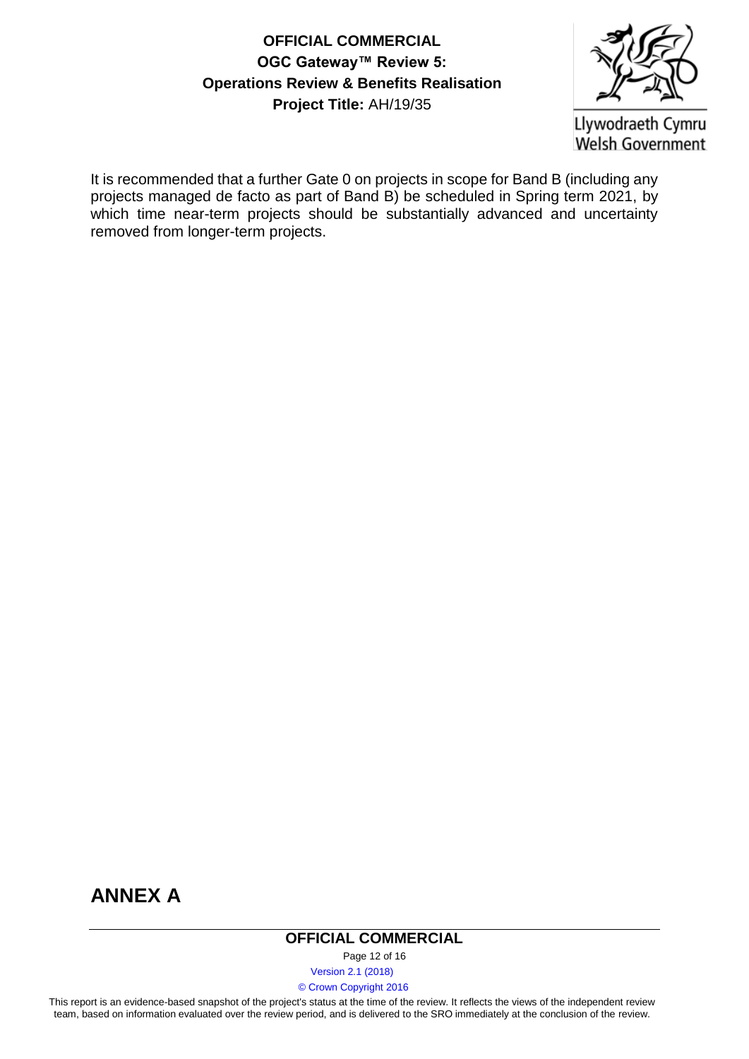It is recommended that a further Gate 0 on projects in scope for Band B (including any projects managed de facto as part of Band B) be scheduled in Spring term 2021, by which time near-term projects should be substantially advanced and uncertainty removed from longer-term projects.

# ANNEX A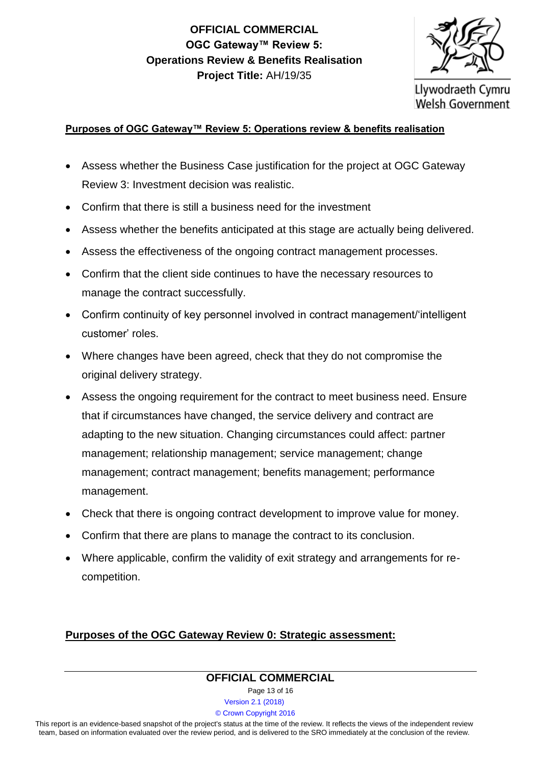## Purposes of OGC Gateway™ Review 5: Operations review & benefits realisation

- Assess whether the Business Case justification for the project at OGC Gateway Review 3: Investment decision was realistic.
- Confirm that there is still a business need for the investment
- Assess whether the benefits anticipated at this stage are actually being delivered.
- Assess the effectiveness of the ongoing contract management processes.
- Confirm that the client side continues to have the necessary resources to manage the contract successfully.
- Confirm continuity of key personnel involved in contract management/'intelligent customer' roles.
- Where changes have been agreed, check that they do not compromise the original delivery strategy.
- Assess the ongoing requirement for the contract to meet business need. Ensure that if circumstances have changed, the service delivery and contract are adapting to the new situation. Changing circumstances could affect: partner management; relationship management; service management; change management; contract management; benefits management; performance management.
- Check that there is ongoing contract development to improve value for money.
- Confirm that there are plans to manage the contract to its conclusion.
- Where applicable, confirm the validity of exit strategy and arrangements for re-competition.

## Purposes of the OGC Gateway Review 0: Strategic assessment: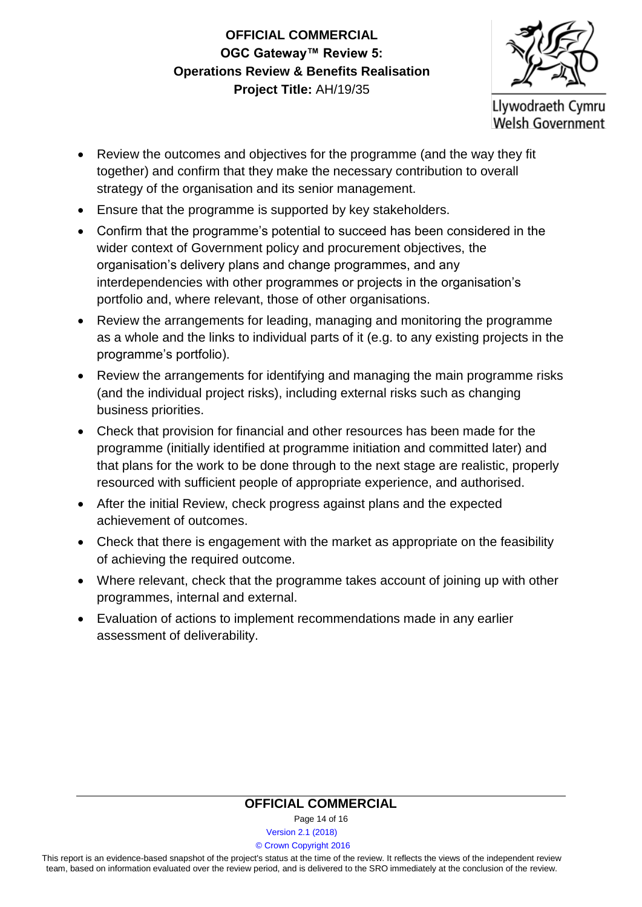- Review the outcomes and objectives for the programme (and the way they fit together) and confirm that they make the necessary contribution to overall strategy of the organisation and its senior management.
- Ensure that the programme is supported by key stakeholders.
- Confirm that the programme's potential to succeed has been considered in the wider context of Government policy and procurement objectives, the organisation's delivery plans and change programmes, and any interdependencies with other programmes or projects in the organisation's portfolio and, where relevant, those of other organisations.
- Review the arrangements for leading, managing and monitoring the programme as a whole and the links to individual parts of it (e.g. to any existing projects in the programme's portfolio).
- Review the arrangements for identifying and managing the main programme risks (and the individual project risks), including external risks such as changing business priorities.
- Check that provision for financial and other resources has been made for the programme (initially identified at programme initiation and committed later) and that plans for the work to be done through to the next stage are realistic, properly resourced with sufficient people of appropriate experience, and authorised.
- After the initial Review, check progress against plans and the expected achievement of outcomes.
- Check that there is engagement with the market as appropriate on the feasibility of achieving the required outcome.
- Where relevant, check that the programme takes account of joining up with other programmes, internal and external.
- Evaluation of actions to implement recommendations made in any earlier assessment of deliverability.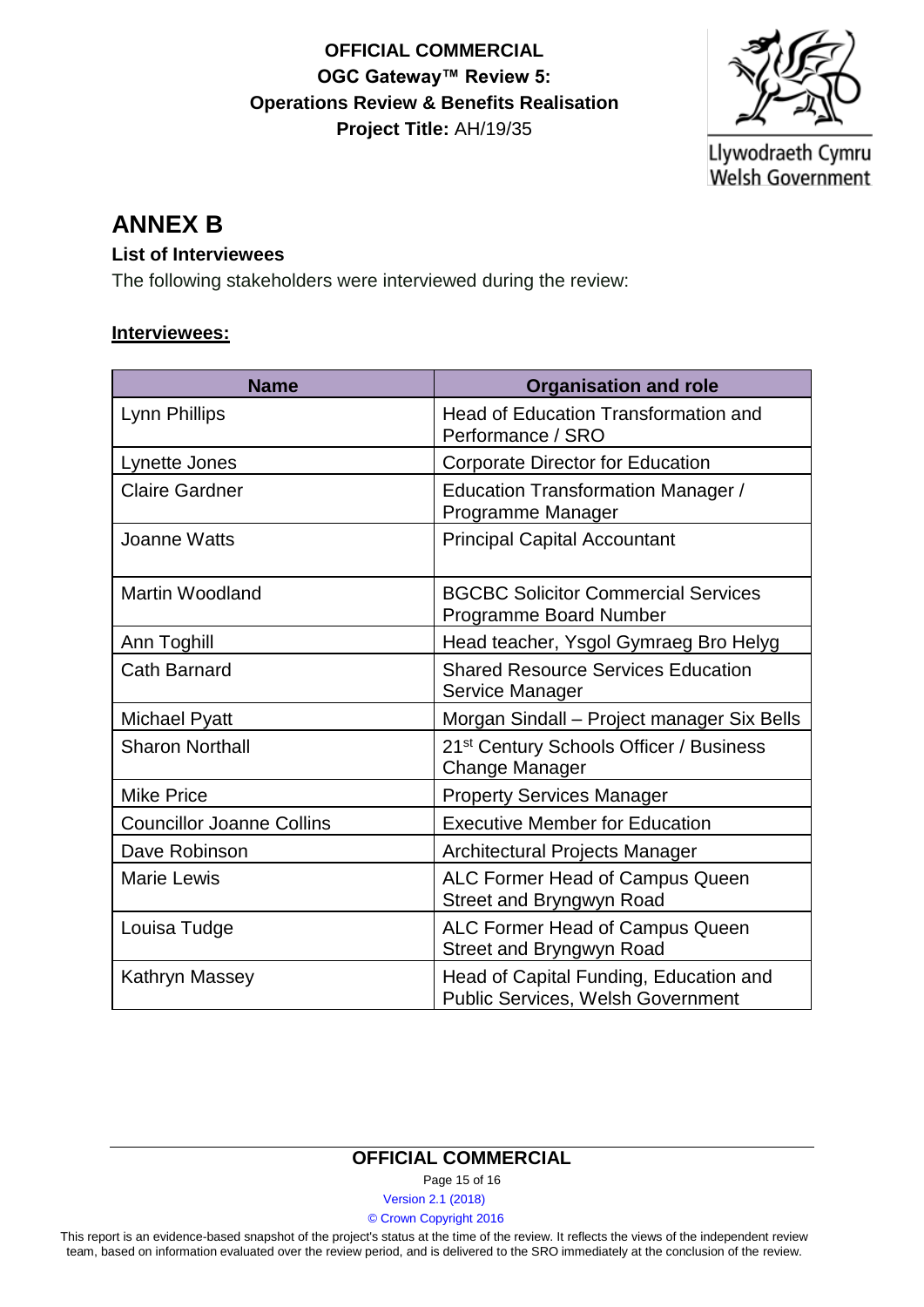# ANNEX B

**List of Interviewees**

The following stakeholders were interviewed during the review:

**Interviewees:**

| Name | Organisation and role |
|---|---|
| Lynn Phillips | Head of Education Transformation and Performance / SRO |
| Lynette Jones | Corporate Director for Education |
| Claire Gardner | Education Transformation Manager / Programme Manager |
| Joanne Watts | Principal Capital Accountant |
| Martin Woodland | BGCBC Solicitor Commercial Services Programme Board Number |
| Ann Toghill | Head teacher, Ysgol Gymraeg Bro Helyg |
| Cath Barnard | Shared Resource Services Education Service Manager |
| Michael Pyatt | Morgan Sindall – Project manager Six Bells |
| Sharon Northall | 21st Century Schools Officer / Business Change Manager |
| Mike Price | Property Services Manager |
| Councillor Joanne Collins | Executive Member for Education |
| Dave Robinson | Architectural Projects Manager |
| Marie Lewis | ALC Former Head of Campus Queen Street and Bryngwyn Road |
| Louisa Tudge | ALC Former Head of Campus Queen Street and Bryngwyn Road |
| Kathryn Massey | Head of Capital Funding, Education and Public Services, Welsh Government |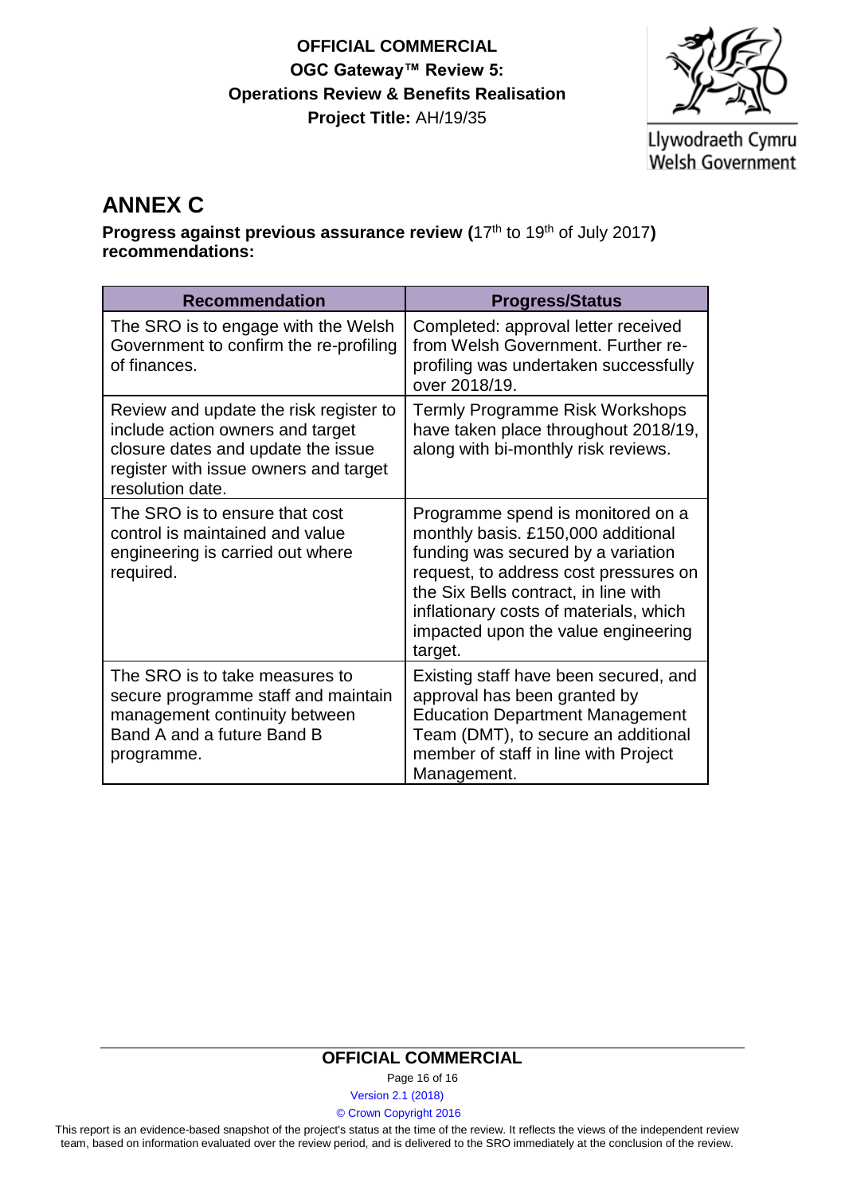# ANNEX C

**Progress against previous assurance review (**17th to 19th of July 2017**) recommendations:**

| Recommendation | Progress/Status |
|---|---|
| The SRO is to engage with the Welsh Government to confirm the re-profiling of finances. | Completed: approval letter received from Welsh Government. Further re-profiling was undertaken successfully over 2018/19. |
| Review and update the risk register to include action owners and target closure dates and update the issue register with issue owners and target resolution date. | Termly Programme Risk Workshops have taken place throughout 2018/19, along with bi-monthly risk reviews. |
| The SRO is to ensure that cost control is maintained and value engineering is carried out where required. | Programme spend is monitored on a monthly basis. £150,000 additional funding was secured by a variation request, to address cost pressures on the Six Bells contract, in line with inflationary costs of materials, which impacted upon the value engineering target. |
| The SRO is to take measures to secure programme staff and maintain management continuity between Band A and a future Band B programme. | Existing staff have been secured, and approval has been granted by Education Department Management Team (DMT), to secure an additional member of staff in line with Project Management. |